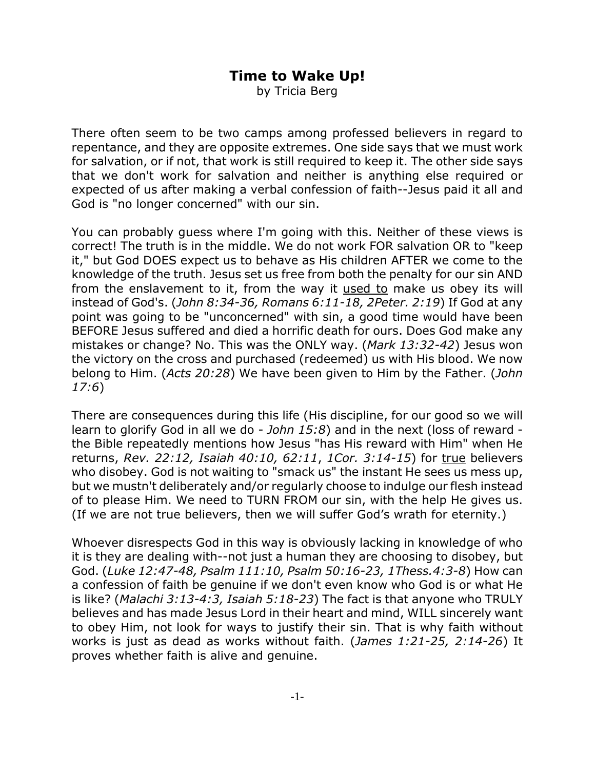# Time to Wake Up!

by Tricia Berg

There often seem to be two camps among professed believers in regard to repentance, and they are opposite extremes. One side says that we must work for salvation, or if not, that work is still required to keep it. The other side says that we don't work for salvation and neither is anything else required or expected of us after making a verbal confession of faith--Jesus paid it all and God is "no longer concerned" with our sin.

You can probably guess where I'm going with this. Neither of these views is correct! The truth is in the middle. We do not work FOR salvation OR to "keep it," but God DOES expect us to behave as His children AFTER we come to the knowledge of the truth. Jesus set us free from both the penalty for our sin AND from the enslavement to it, from the way it <u>used to</u> make us obey its will instead of God's. (*John 8:34-36, Romans 6:11-18, 2Peter. 2:19*) If God at any point was going to be "unconcerned" with sin, a good time would have been BEFORE Jesus suffered and died a horrific death for ours. Does God make any mistakes or change? No. This was the ONLY way. (*Mark 13:32-42*) Jesus won the victory on the cross and purchased (redeemed) us with His blood. We now belong to Him. (*Acts 20:28*) We have been given to Him by the Father. (*John 17:6*)

There are consequences during this life (His discipline, for our good so we will learn to glorify God in all we do - *John 15:8*) and in the next (loss of reward - the Bible repeatedly mentions how Jesus "has His reward with Him" when He returns, *Rev. 22:12, Isaiah 40:10, 62:11*, *1Cor. 3:14-15*) for <u>true</u> believers who disobey. God is not waiting to "smack us" the instant He sees us mess up, but we mustn't deliberately and/or regularly choose to indulge our flesh instead of to please Him. We need to TURN FROM our sin, with the help He gives us. (If we are not true believers, then we will suffer God's wrath for eternity.)

Whoever disrespects God in this way is obviously lacking in knowledge of who it is they are dealing with--not just a human they are choosing to disobey, but God. (*Luke 12:47-48, Psalm 111:10, Psalm 50:16-23, 1Thess.4:3-8*) How can a confession of faith be genuine if we don't even know who God is or what He is like? (*Malachi 3:13-4:3, Isaiah 5:18-23*) The fact is that anyone who TRULY believes and has made Jesus Lord in their heart and mind, WILL sincerely want to obey Him, not look for ways to justify their sin. That is why faith without works is just as dead as works without faith. (*James 1:21-25, 2:14-26*) It proves whether faith is alive and genuine.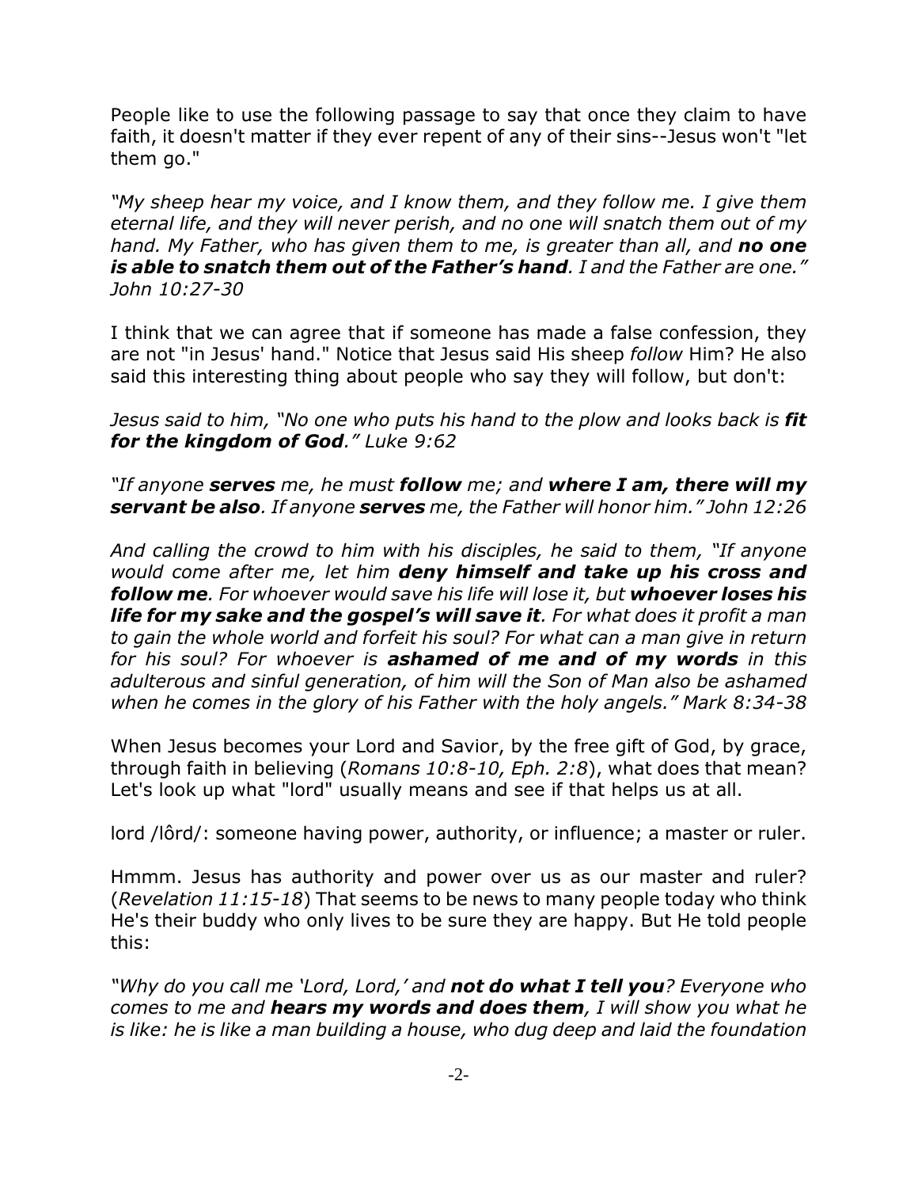People like to use the following passage to say that once they claim to have faith, it doesn't matter if they ever repent of any of their sins--Jesus won't "let them go."

*"My sheep hear my voice, and I know them, and they follow me. I give them eternal life, and they will never perish, and no one will snatch them out of my hand. My Father, who has given them to me, is greater than all, and **no one is able to snatch them out of the Father's hand**. I and the Father are one." John 10:27-30*

I think that we can agree that if someone has made a false confession, they are not "in Jesus' hand." Notice that Jesus said His sheep *follow* Him? He also said this interesting thing about people who say they will follow, but don't:

*Jesus said to him, "No one who puts his hand to the plow and looks back is **fit for the kingdom of God**." Luke 9:62*

*"If anyone **serves** me, he must **follow** me; and **where I am, there will my servant be also**. If anyone **serves** me, the Father will honor him." John 12:26*

*And calling the crowd to him with his disciples, he said to them, "If anyone would come after me, let him **deny himself and take up his cross and follow me**. For whoever would save his life will lose it, but **whoever loses his life for my sake and the gospel's will save it**. For what does it profit a man to gain the whole world and forfeit his soul? For what can a man give in return for his soul? For whoever is **ashamed of me and of my words** in this adulterous and sinful generation, of him will the Son of Man also be ashamed when he comes in the glory of his Father with the holy angels." Mark 8:34-38*

When Jesus becomes your Lord and Savior, by the free gift of God, by grace, through faith in believing (*Romans 10:8-10, Eph. 2:8*), what does that mean? Let's look up what "lord" usually means and see if that helps us at all.

lord /lôrd/: someone having power, authority, or influence; a master or ruler.

Hmmm. Jesus has authority and power over us as our master and ruler? (*Revelation 11:15-18*) That seems to be news to many people today who think He's their buddy who only lives to be sure they are happy. But He told people this:

*"Why do you call me 'Lord, Lord,' and **not do what I tell you**? Everyone who comes to me and **hears my words and does them**, I will show you what he is like: he is like a man building a house, who dug deep and laid the foundation*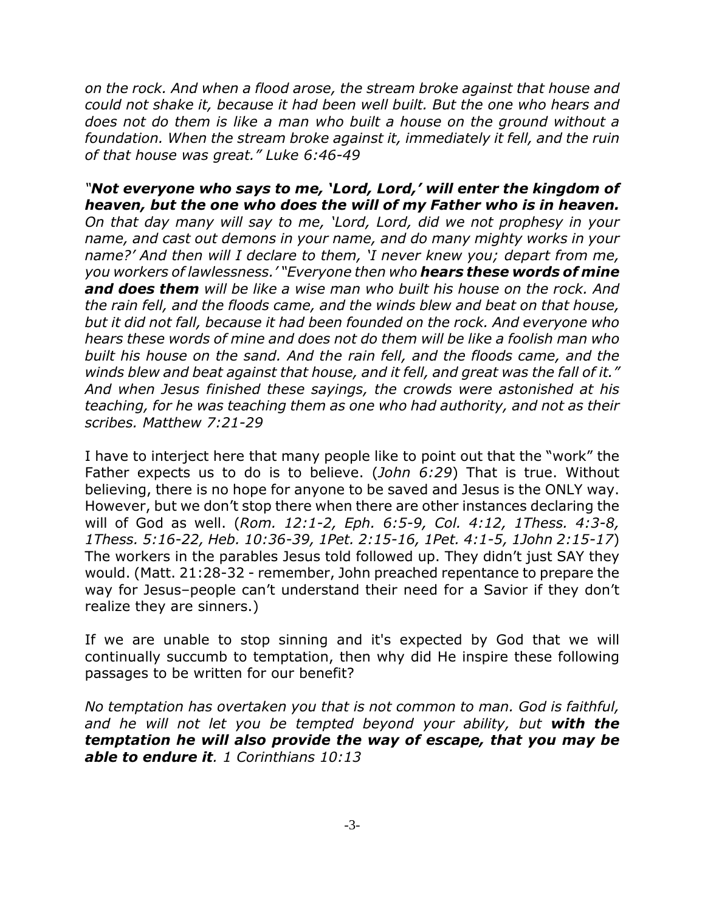*on the rock. And when a flood arose, the stream broke against that house and could not shake it, because it had been well built. But the one who hears and does not do them is like a man who built a house on the ground without a foundation. When the stream broke against it, immediately it fell, and the ruin of that house was great." Luke 6:46-49*

***"Not everyone who says to me, 'Lord, Lord,' will enter the kingdom of heaven, but the one who does the will of my Father who is in heaven.*** *On that day many will say to me, 'Lord, Lord, did we not prophesy in your name, and cast out demons in your name, and do many mighty works in your name?' And then will I declare to them, 'I never knew you; depart from me, you workers of lawlessness.' "Everyone then who* ***hears these words of mine and does them*** *will be like a wise man who built his house on the rock. And the rain fell, and the floods came, and the winds blew and beat on that house, but it did not fall, because it had been founded on the rock. And everyone who hears these words of mine and does not do them will be like a foolish man who built his house on the sand. And the rain fell, and the floods came, and the winds blew and beat against that house, and it fell, and great was the fall of it." And when Jesus finished these sayings, the crowds were astonished at his teaching, for he was teaching them as one who had authority, and not as their scribes. Matthew 7:21-29*

I have to interject here that many people like to point out that the "work" the Father expects us to do is to believe. (*John 6:29*) That is true. Without believing, there is no hope for anyone to be saved and Jesus is the ONLY way. However, but we don't stop there when there are other instances declaring the will of God as well. (*Rom. 12:1-2, Eph. 6:5-9, Col. 4:12, 1Thess. 4:3-8, 1Thess. 5:16-22, Heb. 10:36-39, 1Pet. 2:15-16, 1Pet. 4:1-5, 1John 2:15-17*) The workers in the parables Jesus told followed up. They didn't just SAY they would. (Matt. 21:28-32 - remember, John preached repentance to prepare the way for Jesus–people can't understand their need for a Savior if they don't realize they are sinners.)

If we are unable to stop sinning and it's expected by God that we will continually succumb to temptation, then why did He inspire these following passages to be written for our benefit?

*No temptation has overtaken you that is not common to man. God is faithful, and he will not let you be tempted beyond your ability, but* ***with the temptation he will also provide the way of escape, that you may be able to endure it****. 1 Corinthians 10:13*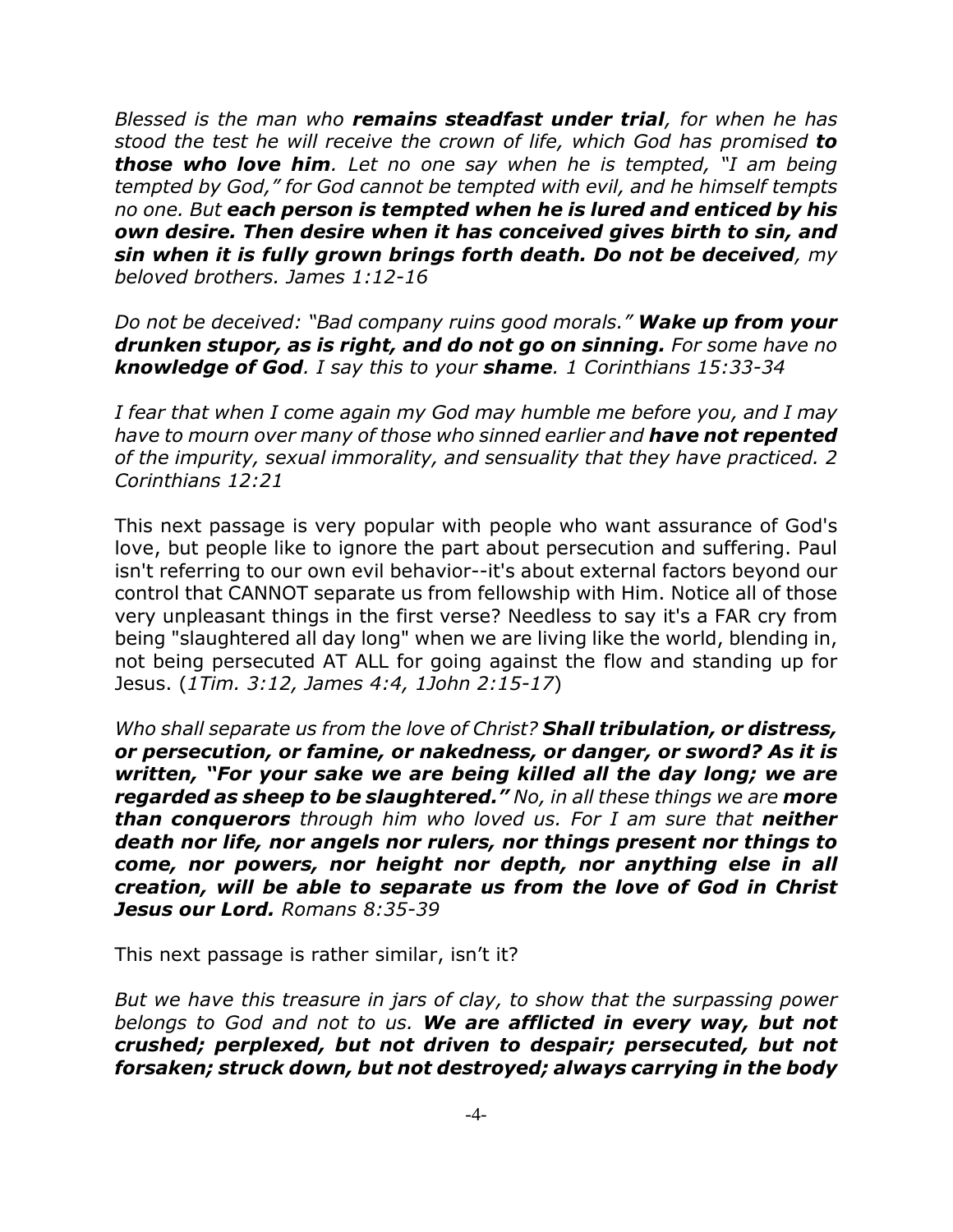*Blessed is the man who **remains steadfast under trial**, for when he has stood the test he will receive the crown of life, which God has promised **to those who love him**. Let no one say when he is tempted, "I am being tempted by God," for God cannot be tempted with evil, and he himself tempts no one. But **each person is tempted when he is lured and enticed by his own desire. Then desire when it has conceived gives birth to sin, and sin when it is fully grown brings forth death. Do not be deceived**, my beloved brothers. James 1:12-16*

*Do not be deceived: "Bad company ruins good morals." **Wake up from your drunken stupor, as is right, and do not go on sinning.** For some have no **knowledge of God**. I say this to your **shame**. 1 Corinthians 15:33-34*

*I fear that when I come again my God may humble me before you, and I may have to mourn over many of those who sinned earlier and **have not repented** of the impurity, sexual immorality, and sensuality that they have practiced. 2 Corinthians 12:21*

This next passage is very popular with people who want assurance of God's love, but people like to ignore the part about persecution and suffering. Paul isn't referring to our own evil behavior--it's about external factors beyond our control that CANNOT separate us from fellowship with Him. Notice all of those very unpleasant things in the first verse? Needless to say it's a FAR cry from being "slaughtered all day long" when we are living like the world, blending in, not being persecuted AT ALL for going against the flow and standing up for Jesus. (*1Tim. 3:12, James 4:4, 1John 2:15-17*)

*Who shall separate us from the love of Christ? **Shall tribulation, or distress, or persecution, or famine, or nakedness, or danger, or sword? As it is written, "For your sake we are being killed all the day long; we are regarded as sheep to be slaughtered."** No, in all these things we are **more than conquerors** through him who loved us. For I am sure that **neither death nor life, nor angels nor rulers, nor things present nor things to come, nor powers, nor height nor depth, nor anything else in all creation, will be able to separate us from the love of God in Christ Jesus our Lord.** Romans 8:35-39*

This next passage is rather similar, isn't it?

*But we have this treasure in jars of clay, to show that the surpassing power belongs to God and not to us. **We are afflicted in every way, but not crushed; perplexed, but not driven to despair; persecuted, but not forsaken; struck down, but not destroyed; always carrying in the body***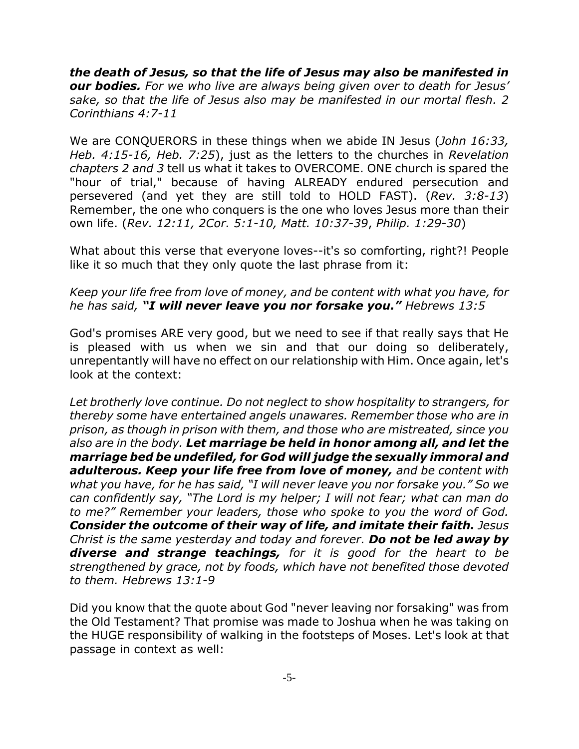***the death of Jesus, so that the life of Jesus may also be manifested in our bodies.*** *For we who live are always being given over to death for Jesus' sake, so that the life of Jesus also may be manifested in our mortal flesh. 2 Corinthians 4:7-11*

We are CONQUERORS in these things when we abide IN Jesus (*John 16:33, Heb. 4:15-16, Heb. 7:25*), just as the letters to the churches in *Revelation chapters 2 and 3* tell us what it takes to OVERCOME. ONE church is spared the "hour of trial," because of having ALREADY endured persecution and persevered (and yet they are still told to HOLD FAST). (*Rev. 3:8-13*) Remember, the one who conquers is the one who loves Jesus more than their own life. (*Rev. 12:11, 2Cor. 5:1-10, Matt. 10:37-39*, *Philip. 1:29-30*)

What about this verse that everyone loves--it's so comforting, right?! People like it so much that they only quote the last phrase from it:

*Keep your life free from love of money, and be content with what you have, for he has said,* ***"I will never leave you nor forsake you."*** *Hebrews 13:5*

God's promises ARE very good, but we need to see if that really says that He is pleased with us when we sin and that our doing so deliberately, unrepentantly will have no effect on our relationship with Him. Once again, let's look at the context:

*Let brotherly love continue. Do not neglect to show hospitality to strangers, for thereby some have entertained angels unawares. Remember those who are in prison, as though in prison with them, and those who are mistreated, since you also are in the body.* ***Let marriage be held in honor among all, and let the marriage bed be undefiled, for God will judge the sexually immoral and adulterous. Keep your life free from love of money,*** *and be content with what you have, for he has said, "I will never leave you nor forsake you." So we can confidently say, "The Lord is my helper; I will not fear; what can man do to me?" Remember your leaders, those who spoke to you the word of God.* ***Consider the outcome of their way of life, and imitate their faith.*** *Jesus Christ is the same yesterday and today and forever.* ***Do not be led away by diverse and strange teachings,*** *for it is good for the heart to be strengthened by grace, not by foods, which have not benefited those devoted to them. Hebrews 13:1-9*

Did you know that the quote about God "never leaving nor forsaking" was from the Old Testament? That promise was made to Joshua when he was taking on the HUGE responsibility of walking in the footsteps of Moses. Let's look at that passage in context as well: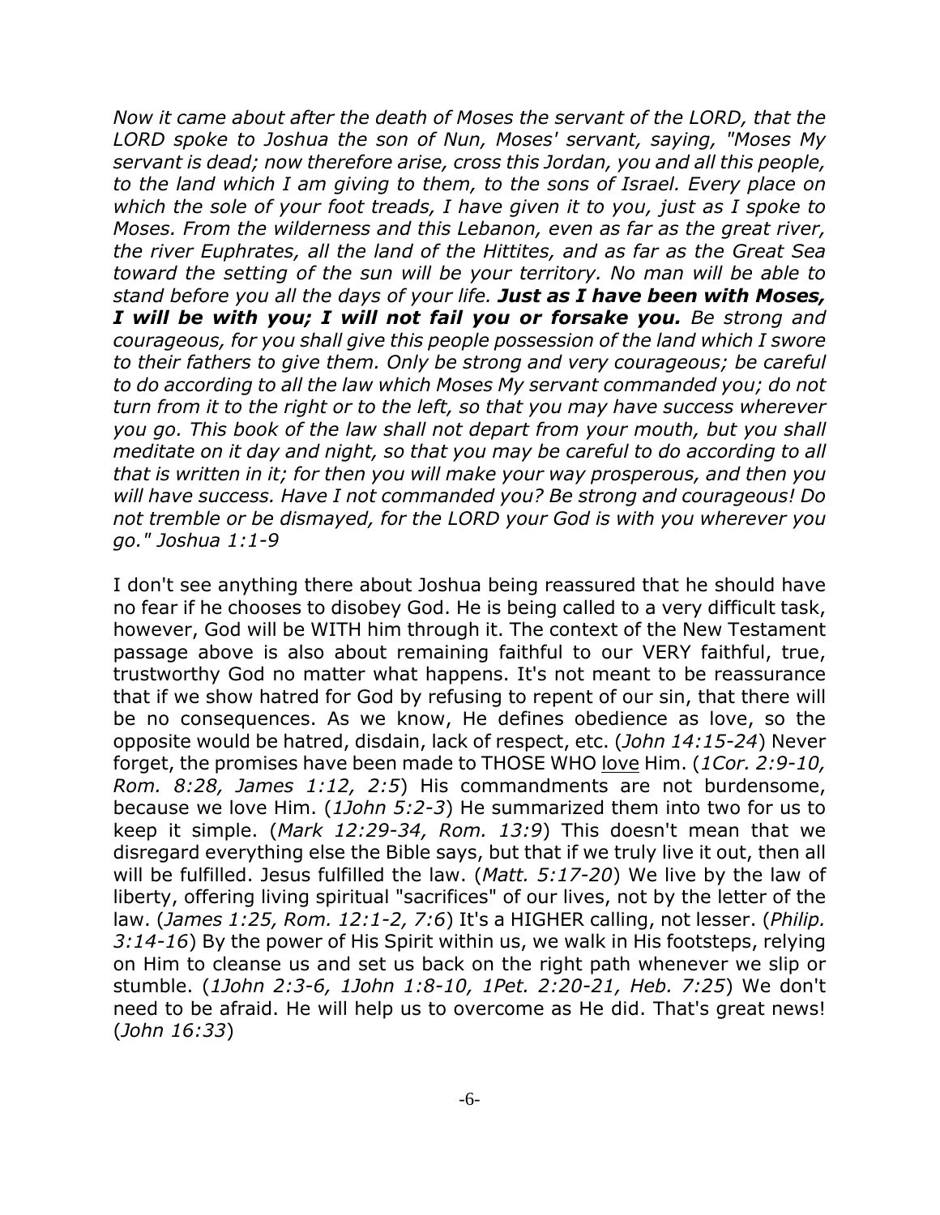*Now it came about after the death of Moses the servant of the LORD, that the LORD spoke to Joshua the son of Nun, Moses' servant, saying, "Moses My servant is dead; now therefore arise, cross this Jordan, you and all this people, to the land which I am giving to them, to the sons of Israel. Every place on which the sole of your foot treads, I have given it to you, just as I spoke to Moses. From the wilderness and this Lebanon, even as far as the great river, the river Euphrates, all the land of the Hittites, and as far as the Great Sea toward the setting of the sun will be your territory. No man will be able to stand before you all the days of your life.* ***Just as I have been with Moses, I will be with you; I will not fail you or forsake you.*** *Be strong and courageous, for you shall give this people possession of the land which I swore to their fathers to give them. Only be strong and very courageous; be careful to do according to all the law which Moses My servant commanded you; do not turn from it to the right or to the left, so that you may have success wherever you go. This book of the law shall not depart from your mouth, but you shall meditate on it day and night, so that you may be careful to do according to all that is written in it; for then you will make your way prosperous, and then you will have success. Have I not commanded you? Be strong and courageous! Do not tremble or be dismayed, for the LORD your God is with you wherever you go." Joshua 1:1-9*

I don't see anything there about Joshua being reassured that he should have no fear if he chooses to disobey God. He is being called to a very difficult task, however, God will be WITH him through it. The context of the New Testament passage above is also about remaining faithful to our VERY faithful, true, trustworthy God no matter what happens. It's not meant to be reassurance that if we show hatred for God by refusing to repent of our sin, that there will be no consequences. As we know, He defines obedience as love, so the opposite would be hatred, disdain, lack of respect, etc. (*John 14:15-24*) Never forget, the promises have been made to THOSE WHO <u>love</u> Him. (*1Cor. 2:9-10, Rom. 8:28, James 1:12, 2:5*) His commandments are not burdensome, because we love Him. (*1John 5:2-3*) He summarized them into two for us to keep it simple. (*Mark 12:29-34, Rom. 13:9*) This doesn't mean that we disregard everything else the Bible says, but that if we truly live it out, then all will be fulfilled. Jesus fulfilled the law. (*Matt. 5:17-20*) We live by the law of liberty, offering living spiritual "sacrifices" of our lives, not by the letter of the law. (*James 1:25, Rom. 12:1-2, 7:6*) It's a HIGHER calling, not lesser. (*Philip. 3:14-16*) By the power of His Spirit within us, we walk in His footsteps, relying on Him to cleanse us and set us back on the right path whenever we slip or stumble. (*1John 2:3-6, 1John 1:8-10, 1Pet. 2:20-21, Heb. 7:25*) We don't need to be afraid. He will help us to overcome as He did. That's great news! (*John 16:33*)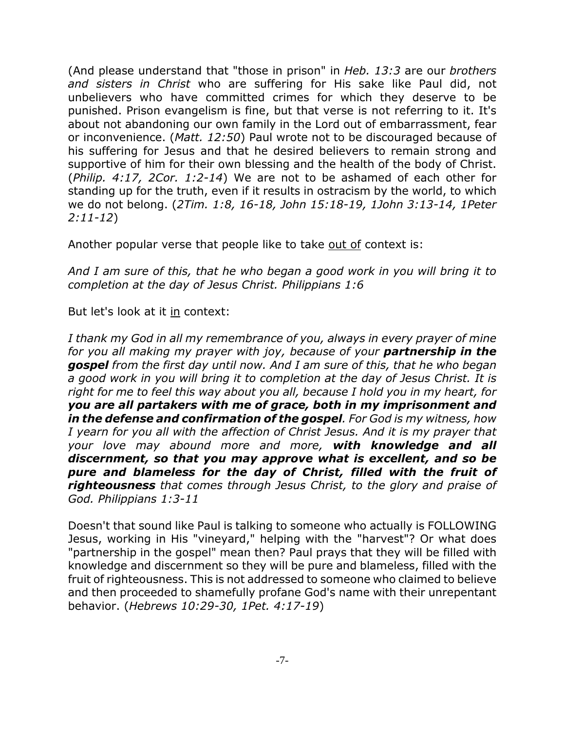(And please understand that "those in prison" in *Heb. 13:3* are our *brothers and sisters in Christ* who are suffering for His sake like Paul did, not unbelievers who have committed crimes for which they deserve to be punished. Prison evangelism is fine, but that verse is not referring to it. It's about not abandoning our own family in the Lord out of embarrassment, fear or inconvenience. (*Matt. 12:50*) Paul wrote not to be discouraged because of his suffering for Jesus and that he desired believers to remain strong and supportive of him for their own blessing and the health of the body of Christ. (*Philip. 4:17, 2Cor. 1:2-14*) We are not to be ashamed of each other for standing up for the truth, even if it results in ostracism by the world, to which we do not belong. (*2Tim. 1:8, 16-18, John 15:18-19, 1John 3:13-14, 1Peter 2:11-12*)

Another popular verse that people like to take <u>out of</u> context is:

*And I am sure of this, that he who began a good work in you will bring it to completion at the day of Jesus Christ. Philippians 1:6*

But let's look at it <u>in</u> context:

*I thank my God in all my remembrance of you, always in every prayer of mine for you all making my prayer with joy, because of your **partnership in the gospel** from the first day until now. And I am sure of this, that he who began a good work in you will bring it to completion at the day of Jesus Christ. It is right for me to feel this way about you all, because I hold you in my heart, for **you are all partakers with me of grace, both in my imprisonment and in the defense and confirmation of the gospel**. For God is my witness, how I yearn for you all with the affection of Christ Jesus. And it is my prayer that your love may abound more and more, **with knowledge and all discernment, so that you may approve what is excellent, and so be pure and blameless for the day of Christ, filled with the fruit of righteousness** that comes through Jesus Christ, to the glory and praise of God. Philippians 1:3-11*

Doesn't that sound like Paul is talking to someone who actually is FOLLOWING Jesus, working in His "vineyard," helping with the "harvest"? Or what does "partnership in the gospel" mean then? Paul prays that they will be filled with knowledge and discernment so they will be pure and blameless, filled with the fruit of righteousness. This is not addressed to someone who claimed to believe and then proceeded to shamefully profane God's name with their unrepentant behavior. (*Hebrews 10:29-30, 1Pet. 4:17-19*)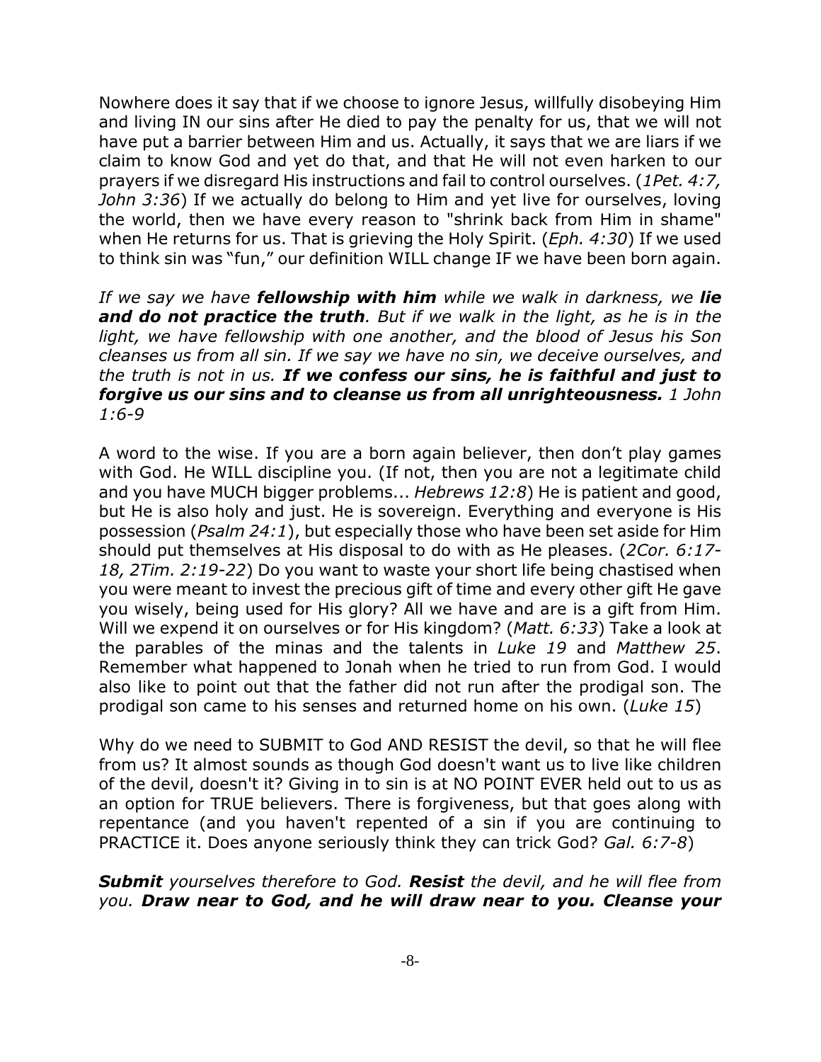Nowhere does it say that if we choose to ignore Jesus, willfully disobeying Him and living IN our sins after He died to pay the penalty for us, that we will not have put a barrier between Him and us. Actually, it says that we are liars if we claim to know God and yet do that, and that He will not even harken to our prayers if we disregard His instructions and fail to control ourselves. (*1Pet. 4:7, John 3:36*) If we actually do belong to Him and yet live for ourselves, loving the world, then we have every reason to "shrink back from Him in shame" when He returns for us. That is grieving the Holy Spirit. (*Eph. 4:30*) If we used to think sin was "fun," our definition WILL change IF we have been born again.

*If we say we have **fellowship with him** while we walk in darkness, we **lie and do not practice the truth**. But if we walk in the light, as he is in the light, we have fellowship with one another, and the blood of Jesus his Son cleanses us from all sin. If we say we have no sin, we deceive ourselves, and the truth is not in us. **If we confess our sins, he is faithful and just to forgive us our sins and to cleanse us from all unrighteousness.** 1 John 1:6-9*

A word to the wise. If you are a born again believer, then don't play games with God. He WILL discipline you. (If not, then you are not a legitimate child and you have MUCH bigger problems... *Hebrews 12:8*) He is patient and good, but He is also holy and just. He is sovereign. Everything and everyone is His possession (*Psalm 24:1*), but especially those who have been set aside for Him should put themselves at His disposal to do with as He pleases. (*2Cor. 6:17-18, 2Tim. 2:19-22*) Do you want to waste your short life being chastised when you were meant to invest the precious gift of time and every other gift He gave you wisely, being used for His glory? All we have and are is a gift from Him. Will we expend it on ourselves or for His kingdom? (*Matt. 6:33*) Take a look at the parables of the minas and the talents in *Luke 19* and *Matthew 25*. Remember what happened to Jonah when he tried to run from God. I would also like to point out that the father did not run after the prodigal son. The prodigal son came to his senses and returned home on his own. (*Luke 15*)

Why do we need to SUBMIT to God AND RESIST the devil, so that he will flee from us? It almost sounds as though God doesn't want us to live like children of the devil, doesn't it? Giving in to sin is at NO POINT EVER held out to us as an option for TRUE believers. There is forgiveness, but that goes along with repentance (and you haven't repented of a sin if you are continuing to PRACTICE it. Does anyone seriously think they can trick God? *Gal. 6:7-8*)

***Submit** yourselves therefore to God. **Resist** the devil, and he will flee from you. **Draw near to God, and he will draw near to you. Cleanse your***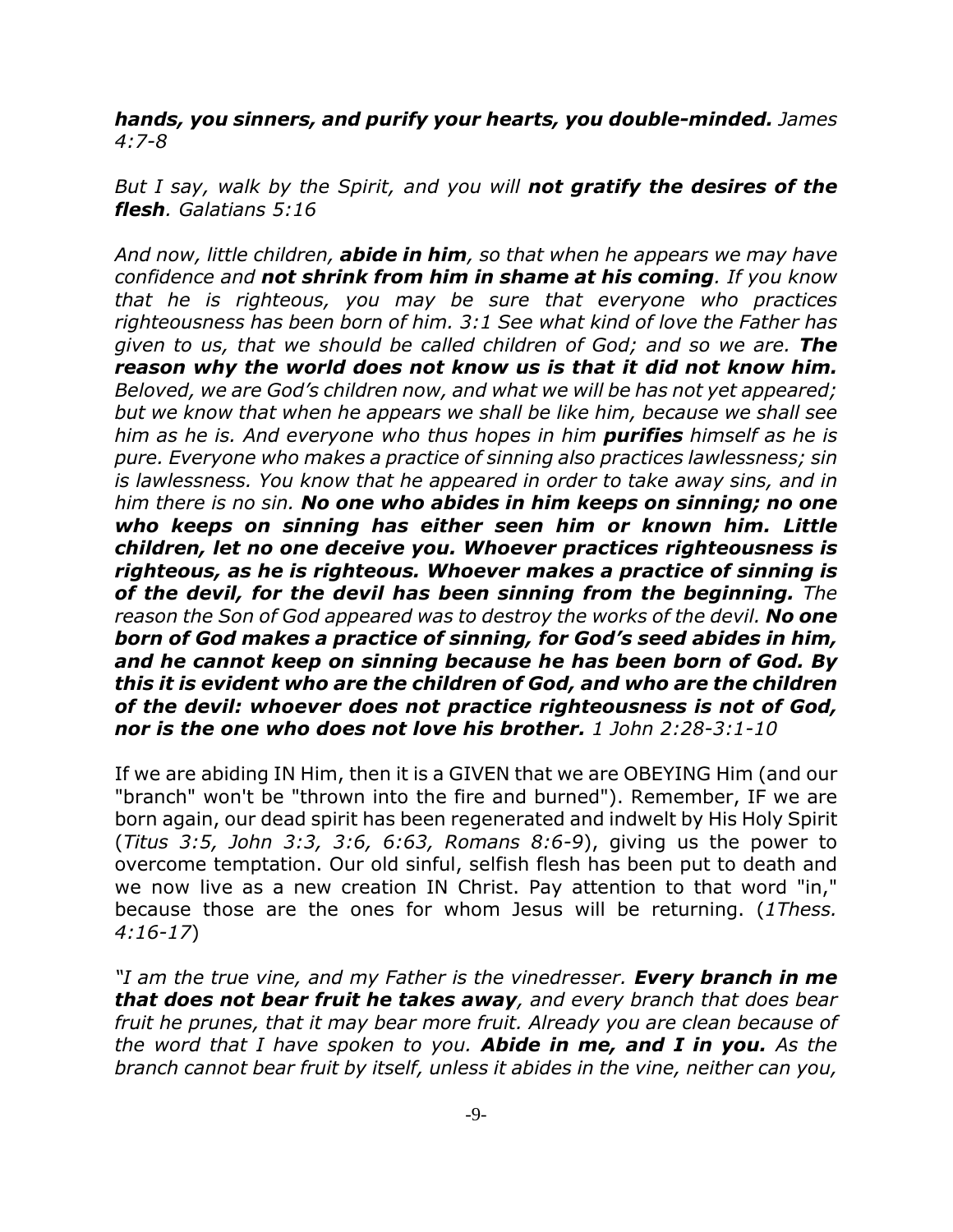***hands, you sinners, and purify your hearts, you double-minded.*** *James 4:7-8*

*But I say, walk by the Spirit, and you will **not gratify the desires of the flesh**. Galatians 5:16*

*And now, little children, **abide in him**, so that when he appears we may have confidence and **not shrink from him in shame at his coming**. If you know that he is righteous, you may be sure that everyone who practices righteousness has been born of him. 3:1 See what kind of love the Father has given to us, that we should be called children of God; and so we are. **The reason why the world does not know us is that it did not know him.** Beloved, we are God's children now, and what we will be has not yet appeared; but we know that when he appears we shall be like him, because we shall see him as he is. And everyone who thus hopes in him **purifies** himself as he is pure. Everyone who makes a practice of sinning also practices lawlessness; sin is lawlessness. You know that he appeared in order to take away sins, and in him there is no sin. **No one who abides in him keeps on sinning; no one who keeps on sinning has either seen him or known him. Little children, let no one deceive you. Whoever practices righteousness is righteous, as he is righteous. Whoever makes a practice of sinning is of the devil, for the devil has been sinning from the beginning.** The reason the Son of God appeared was to destroy the works of the devil. **No one born of God makes a practice of sinning, for God's seed abides in him, and he cannot keep on sinning because he has been born of God. By this it is evident who are the children of God, and who are the children of the devil: whoever does not practice righteousness is not of God, nor is the one who does not love his brother.** 1 John 2:28-3:1-10*

If we are abiding IN Him, then it is a GIVEN that we are OBEYING Him (and our "branch" won't be "thrown into the fire and burned"). Remember, IF we are born again, our dead spirit has been regenerated and indwelt by His Holy Spirit (*Titus 3:5, John 3:3, 3:6, 6:63, Romans 8:6-9*), giving us the power to overcome temptation. Our old sinful, selfish flesh has been put to death and we now live as a new creation IN Christ. Pay attention to that word "in," because those are the ones for whom Jesus will be returning. (*1Thess. 4:16-17*)

*"I am the true vine, and my Father is the vinedresser. **Every branch in me that does not bear fruit he takes away**, and every branch that does bear fruit he prunes, that it may bear more fruit. Already you are clean because of the word that I have spoken to you. **Abide in me, and I in you.** As the branch cannot bear fruit by itself, unless it abides in the vine, neither can you,*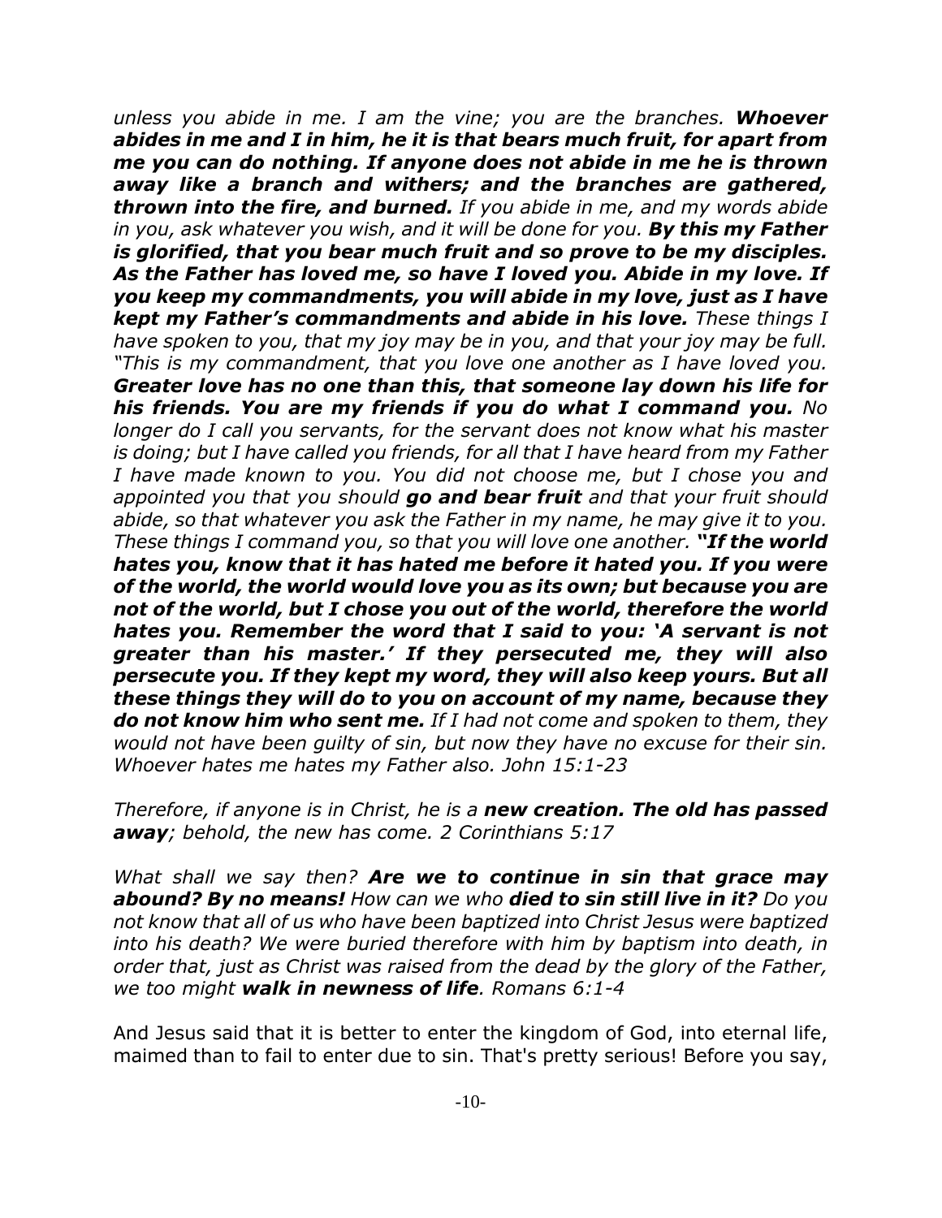*unless you abide in me. I am the vine; you are the branches.* ***Whoever abides in me and I in him, he it is that bears much fruit, for apart from me you can do nothing. If anyone does not abide in me he is thrown away like a branch and withers; and the branches are gathered, thrown into the fire, and burned.*** *If you abide in me, and my words abide in you, ask whatever you wish, and it will be done for you.* ***By this my Father is glorified, that you bear much fruit and so prove to be my disciples. As the Father has loved me, so have I loved you. Abide in my love. If you keep my commandments, you will abide in my love, just as I have kept my Father's commandments and abide in his love.*** *These things I have spoken to you, that my joy may be in you, and that your joy may be full. "This is my commandment, that you love one another as I have loved you.* ***Greater love has no one than this, that someone lay down his life for his friends. You are my friends if you do what I command you.*** *No longer do I call you servants, for the servant does not know what his master is doing; but I have called you friends, for all that I have heard from my Father I have made known to you. You did not choose me, but I chose you and appointed you that you should* ***go and bear fruit*** *and that your fruit should abide, so that whatever you ask the Father in my name, he may give it to you. These things I command you, so that you will love one another.* ***"If the world hates you, know that it has hated me before it hated you. If you were of the world, the world would love you as its own; but because you are not of the world, but I chose you out of the world, therefore the world hates you. Remember the word that I said to you: 'A servant is not greater than his master.' If they persecuted me, they will also persecute you. If they kept my word, they will also keep yours. But all these things they will do to you on account of my name, because they do not know him who sent me.*** *If I had not come and spoken to them, they would not have been guilty of sin, but now they have no excuse for their sin. Whoever hates me hates my Father also. John 15:1-23*

*Therefore, if anyone is in Christ, he is a* ***new creation. The old has passed away****; behold, the new has come. 2 Corinthians 5:17*

*What shall we say then?* ***Are we to continue in sin that grace may abound? By no means!*** *How can we who* ***died to sin still live in it?*** *Do you not know that all of us who have been baptized into Christ Jesus were baptized into his death? We were buried therefore with him by baptism into death, in order that, just as Christ was raised from the dead by the glory of the Father, we too might* ***walk in newness of life****. Romans 6:1-4*

And Jesus said that it is better to enter the kingdom of God, into eternal life, maimed than to fail to enter due to sin. That's pretty serious! Before you say,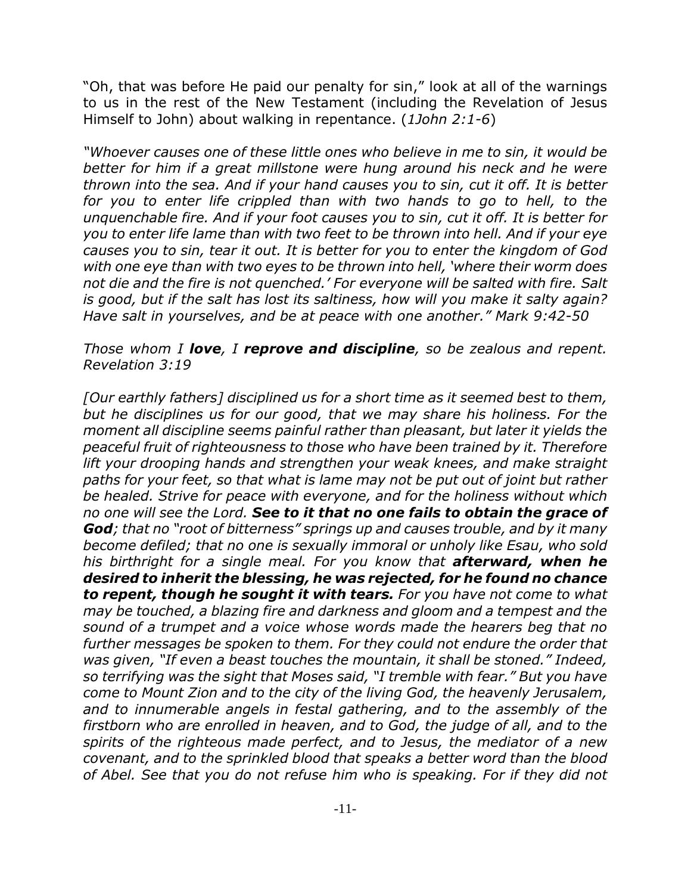"Oh, that was before He paid our penalty for sin," look at all of the warnings to us in the rest of the New Testament (including the Revelation of Jesus Himself to John) about walking in repentance. (*1John 2:1-6*)

*"Whoever causes one of these little ones who believe in me to sin, it would be better for him if a great millstone were hung around his neck and he were thrown into the sea. And if your hand causes you to sin, cut it off. It is better for you to enter life crippled than with two hands to go to hell, to the unquenchable fire. And if your foot causes you to sin, cut it off. It is better for you to enter life lame than with two feet to be thrown into hell. And if your eye causes you to sin, tear it out. It is better for you to enter the kingdom of God with one eye than with two eyes to be thrown into hell, 'where their worm does not die and the fire is not quenched.' For everyone will be salted with fire. Salt is good, but if the salt has lost its saltiness, how will you make it salty again? Have salt in yourselves, and be at peace with one another." Mark 9:42-50*

*Those whom I **love**, I **reprove and discipline**, so be zealous and repent. Revelation 3:19*

*[Our earthly fathers] disciplined us for a short time as it seemed best to them, but he disciplines us for our good, that we may share his holiness. For the moment all discipline seems painful rather than pleasant, but later it yields the peaceful fruit of righteousness to those who have been trained by it. Therefore lift your drooping hands and strengthen your weak knees, and make straight paths for your feet, so that what is lame may not be put out of joint but rather be healed. Strive for peace with everyone, and for the holiness without which no one will see the Lord. **See to it that no one fails to obtain the grace of God**; that no "root of bitterness" springs up and causes trouble, and by it many become defiled; that no one is sexually immoral or unholy like Esau, who sold his birthright for a single meal. For you know that **afterward, when he desired to inherit the blessing, he was rejected, for he found no chance to repent, though he sought it with tears.** For you have not come to what may be touched, a blazing fire and darkness and gloom and a tempest and the sound of a trumpet and a voice whose words made the hearers beg that no further messages be spoken to them. For they could not endure the order that was given, "If even a beast touches the mountain, it shall be stoned." Indeed, so terrifying was the sight that Moses said, "I tremble with fear." But you have come to Mount Zion and to the city of the living God, the heavenly Jerusalem, and to innumerable angels in festal gathering, and to the assembly of the firstborn who are enrolled in heaven, and to God, the judge of all, and to the spirits of the righteous made perfect, and to Jesus, the mediator of a new covenant, and to the sprinkled blood that speaks a better word than the blood of Abel. See that you do not refuse him who is speaking. For if they did not*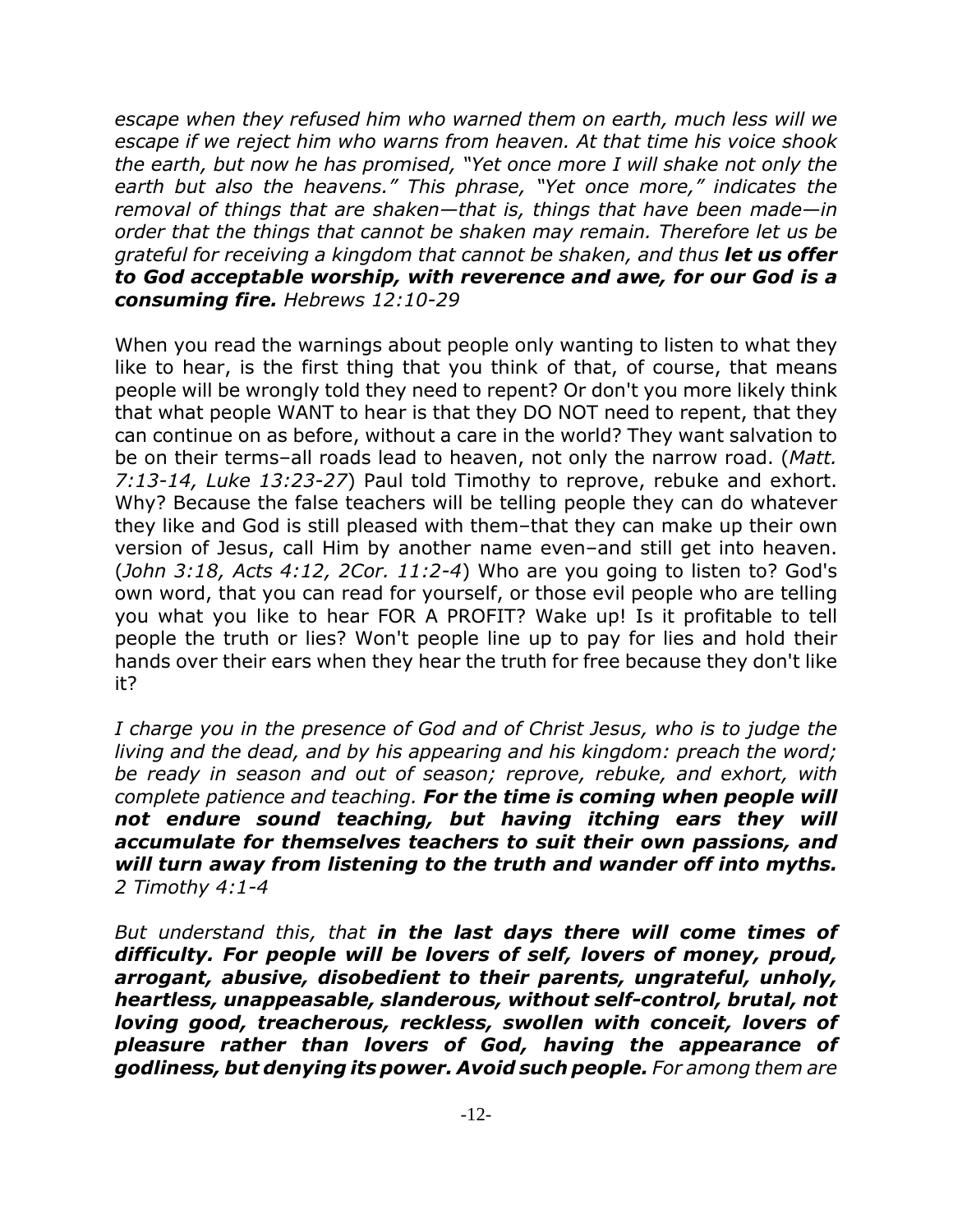*escape when they refused him who warned them on earth, much less will we escape if we reject him who warns from heaven. At that time his voice shook the earth, but now he has promised, "Yet once more I will shake not only the earth but also the heavens." This phrase, "Yet once more," indicates the removal of things that are shaken—that is, things that have been made—in order that the things that cannot be shaken may remain. Therefore let us be grateful for receiving a kingdom that cannot be shaken, and thus* ***let us offer to God acceptable worship, with reverence and awe, for our God is a consuming fire.*** *Hebrews 12:10-29*

When you read the warnings about people only wanting to listen to what they like to hear, is the first thing that you think of that, of course, that means people will be wrongly told they need to repent? Or don't you more likely think that what people WANT to hear is that they DO NOT need to repent, that they can continue on as before, without a care in the world? They want salvation to be on their terms–all roads lead to heaven, not only the narrow road. (*Matt. 7:13-14, Luke 13:23-27*) Paul told Timothy to reprove, rebuke and exhort. Why? Because the false teachers will be telling people they can do whatever they like and God is still pleased with them–that they can make up their own version of Jesus, call Him by another name even–and still get into heaven. (*John 3:18, Acts 4:12, 2Cor. 11:2-4*) Who are you going to listen to? God's own word, that you can read for yourself, or those evil people who are telling you what you like to hear FOR A PROFIT? Wake up! Is it profitable to tell people the truth or lies? Won't people line up to pay for lies and hold their hands over their ears when they hear the truth for free because they don't like it?

*I charge you in the presence of God and of Christ Jesus, who is to judge the living and the dead, and by his appearing and his kingdom: preach the word; be ready in season and out of season; reprove, rebuke, and exhort, with complete patience and teaching.* ***For the time is coming when people will not endure sound teaching, but having itching ears they will accumulate for themselves teachers to suit their own passions, and will turn away from listening to the truth and wander off into myths.*** *2 Timothy 4:1-4*

*But understand this, that* ***in the last days there will come times of difficulty. For people will be lovers of self, lovers of money, proud, arrogant, abusive, disobedient to their parents, ungrateful, unholy, heartless, unappeasable, slanderous, without self-control, brutal, not loving good, treacherous, reckless, swollen with conceit, lovers of pleasure rather than lovers of God, having the appearance of godliness, but denying its power. Avoid such people.*** *For among them are*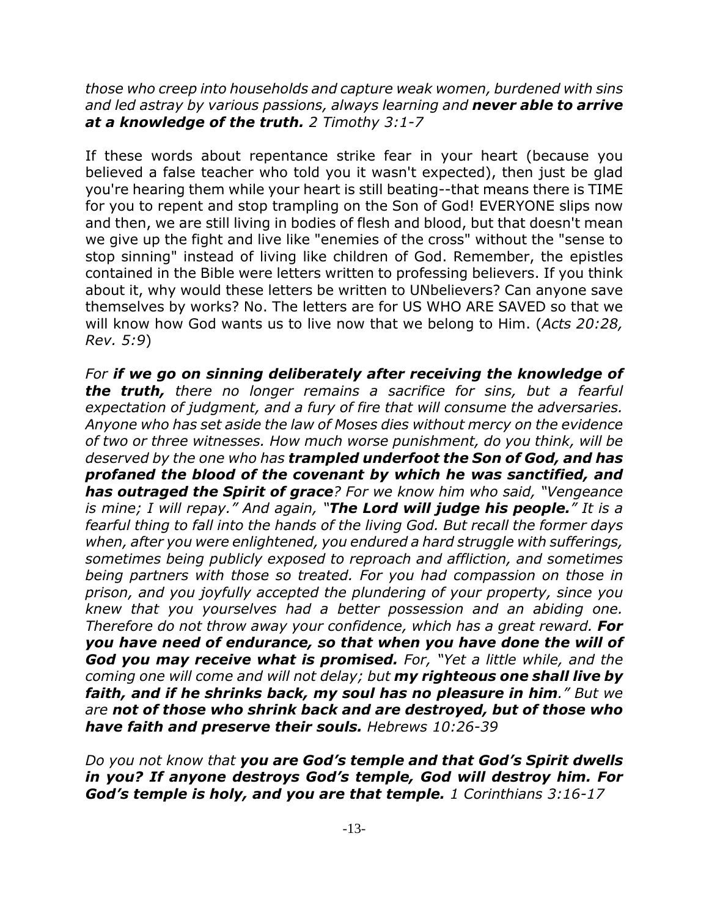*those who creep into households and capture weak women, burdened with sins and led astray by various passions, always learning and **never able to arrive at a knowledge of the truth.** 2 Timothy 3:1-7*

If these words about repentance strike fear in your heart (because you believed a false teacher who told you it wasn't expected), then just be glad you're hearing them while your heart is still beating--that means there is TIME for you to repent and stop trampling on the Son of God! EVERYONE slips now and then, we are still living in bodies of flesh and blood, but that doesn't mean we give up the fight and live like "enemies of the cross" without the "sense to stop sinning" instead of living like children of God. Remember, the epistles contained in the Bible were letters written to professing believers. If you think about it, why would these letters be written to UNbelievers? Can anyone save themselves by works? No. The letters are for US WHO ARE SAVED so that we will know how God wants us to live now that we belong to Him. (*Acts 20:28, Rev. 5:9*)

*For **if we go on sinning deliberately after receiving the knowledge of the truth,** there no longer remains a sacrifice for sins, but a fearful expectation of judgment, and a fury of fire that will consume the adversaries. Anyone who has set aside the law of Moses dies without mercy on the evidence of two or three witnesses. How much worse punishment, do you think, will be deserved by the one who has **trampled underfoot the Son of God, and has profaned the blood of the covenant by which he was sanctified, and has outraged the Spirit of grace**? For we know him who said, "Vengeance is mine; I will repay." And again, "**The Lord will judge his people.**" It is a fearful thing to fall into the hands of the living God. But recall the former days when, after you were enlightened, you endured a hard struggle with sufferings, sometimes being publicly exposed to reproach and affliction, and sometimes being partners with those so treated. For you had compassion on those in prison, and you joyfully accepted the plundering of your property, since you knew that you yourselves had a better possession and an abiding one. Therefore do not throw away your confidence, which has a great reward. **For you have need of endurance, so that when you have done the will of God you may receive what is promised.** For, "Yet a little while, and the coming one will come and will not delay; but **my righteous one shall live by faith, and if he shrinks back, my soul has no pleasure in him**." But we are **not of those who shrink back and are destroyed, but of those who have faith and preserve their souls.** Hebrews 10:26-39*

*Do you not know that **you are God's temple and that God's Spirit dwells in you? If anyone destroys God's temple, God will destroy him. For God's temple is holy, and you are that temple.** 1 Corinthians 3:16-17*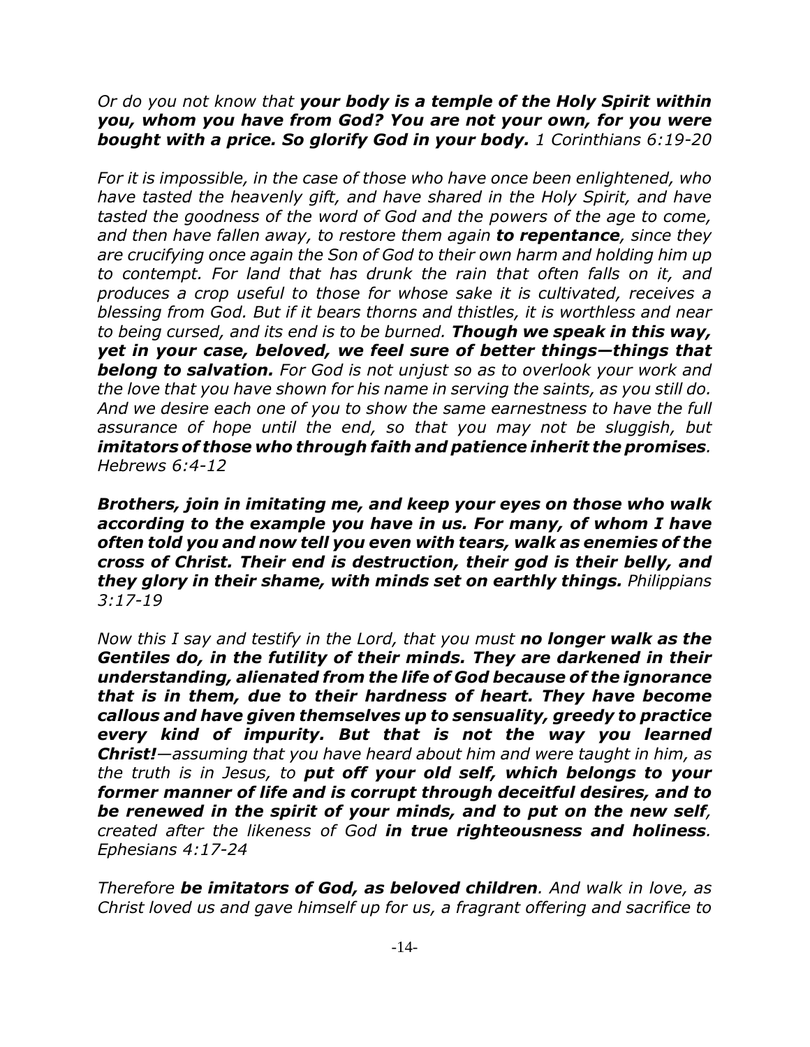*Or do you not know that **your body is a temple of the Holy Spirit within you, whom you have from God? You are not your own, for you were bought with a price. So glorify God in your body.** 1 Corinthians 6:19-20*

*For it is impossible, in the case of those who have once been enlightened, who have tasted the heavenly gift, and have shared in the Holy Spirit, and have tasted the goodness of the word of God and the powers of the age to come, and then have fallen away, to restore them again **to repentance**, since they are crucifying once again the Son of God to their own harm and holding him up to contempt. For land that has drunk the rain that often falls on it, and produces a crop useful to those for whose sake it is cultivated, receives a blessing from God. But if it bears thorns and thistles, it is worthless and near to being cursed, and its end is to be burned. **Though we speak in this way, yet in your case, beloved, we feel sure of better things—things that belong to salvation.** For God is not unjust so as to overlook your work and the love that you have shown for his name in serving the saints, as you still do. And we desire each one of you to show the same earnestness to have the full assurance of hope until the end, so that you may not be sluggish, but **imitators of those who through faith and patience inherit the promises**. Hebrews 6:4-12*

***Brothers, join in imitating me, and keep your eyes on those who walk according to the example you have in us. For many, of whom I have often told you and now tell you even with tears, walk as enemies of the cross of Christ. Their end is destruction, their god is their belly, and they glory in their shame, with minds set on earthly things.** Philippians 3:17-19*

*Now this I say and testify in the Lord, that you must **no longer walk as the Gentiles do, in the futility of their minds. They are darkened in their understanding, alienated from the life of God because of the ignorance that is in them, due to their hardness of heart. They have become callous and have given themselves up to sensuality, greedy to practice every kind of impurity. But that is not the way you learned Christ!**—assuming that you have heard about him and were taught in him, as the truth is in Jesus, to **put off your old self, which belongs to your former manner of life and is corrupt through deceitful desires, and to be renewed in the spirit of your minds, and to put on the new self**, created after the likeness of God **in true righteousness and holiness**. Ephesians 4:17-24*

*Therefore **be imitators of God, as beloved children**. And walk in love, as Christ loved us and gave himself up for us, a fragrant offering and sacrifice to*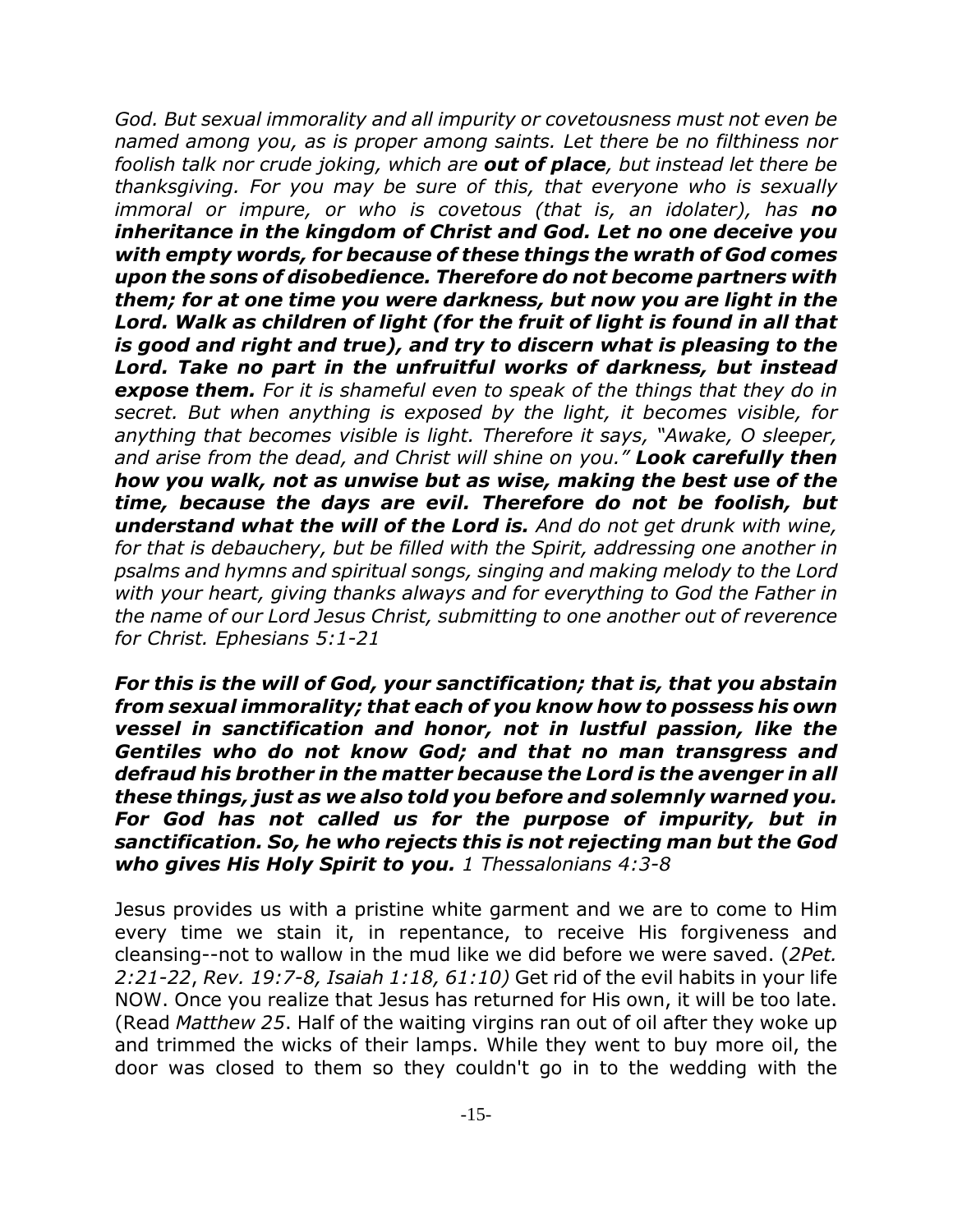*God. But sexual immorality and all impurity or covetousness must not even be named among you, as is proper among saints. Let there be no filthiness nor foolish talk nor crude joking, which are* ***out of place****, but instead let there be thanksgiving. For you may be sure of this, that everyone who is sexually immoral or impure, or who is covetous (that is, an idolater), has* ***no inheritance in the kingdom of Christ and God. Let no one deceive you with empty words, for because of these things the wrath of God comes upon the sons of disobedience. Therefore do not become partners with them; for at one time you were darkness, but now you are light in the Lord. Walk as children of light (for the fruit of light is found in all that is good and right and true), and try to discern what is pleasing to the Lord. Take no part in the unfruitful works of darkness, but instead expose them.*** *For it is shameful even to speak of the things that they do in secret. But when anything is exposed by the light, it becomes visible, for anything that becomes visible is light. Therefore it says, "Awake, O sleeper, and arise from the dead, and Christ will shine on you."* ***Look carefully then how you walk, not as unwise but as wise, making the best use of the time, because the days are evil. Therefore do not be foolish, but understand what the will of the Lord is.*** *And do not get drunk with wine, for that is debauchery, but be filled with the Spirit, addressing one another in psalms and hymns and spiritual songs, singing and making melody to the Lord with your heart, giving thanks always and for everything to God the Father in the name of our Lord Jesus Christ, submitting to one another out of reverence for Christ. Ephesians 5:1-21*

***For this is the will of God, your sanctification; that is, that you abstain from sexual immorality; that each of you know how to possess his own vessel in sanctification and honor, not in lustful passion, like the Gentiles who do not know God; and that no man transgress and defraud his brother in the matter because the Lord is the avenger in all these things, just as we also told you before and solemnly warned you. For God has not called us for the purpose of impurity, but in sanctification. So, he who rejects this is not rejecting man but the God who gives His Holy Spirit to you.*** *1 Thessalonians 4:3-8*

Jesus provides us with a pristine white garment and we are to come to Him every time we stain it, in repentance, to receive His forgiveness and cleansing--not to wallow in the mud like we did before we were saved. (*2Pet. 2:21-22*, *Rev. 19:7-8, Isaiah 1:18, 61:10)* Get rid of the evil habits in your life NOW. Once you realize that Jesus has returned for His own, it will be too late. (Read *Matthew 25*. Half of the waiting virgins ran out of oil after they woke up and trimmed the wicks of their lamps. While they went to buy more oil, the door was closed to them so they couldn't go in to the wedding with the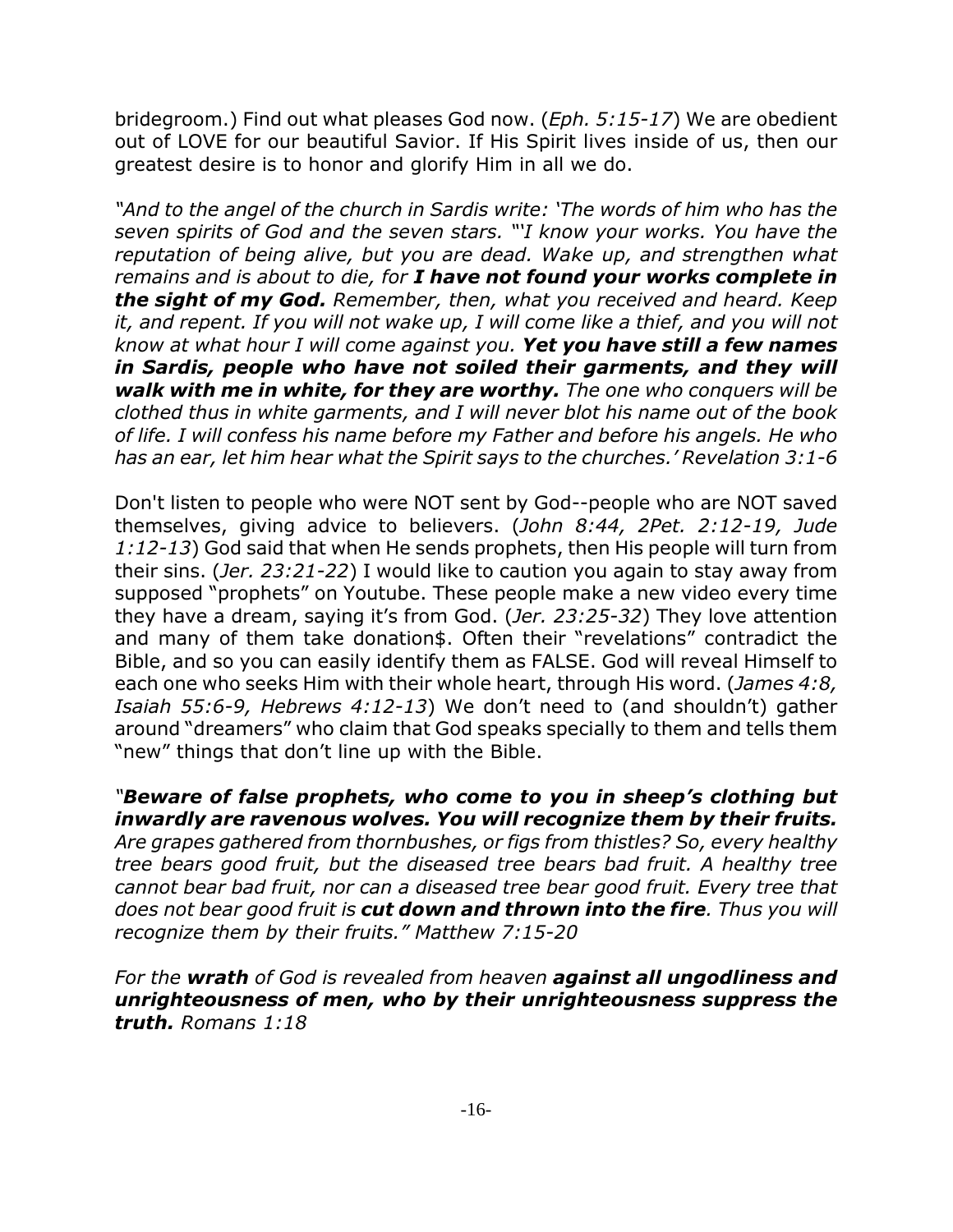bridegroom.) Find out what pleases God now. (*Eph. 5:15-17*) We are obedient out of LOVE for our beautiful Savior. If His Spirit lives inside of us, then our greatest desire is to honor and glorify Him in all we do.

*"And to the angel of the church in Sardis write: 'The words of him who has the seven spirits of God and the seven stars. "'I know your works. You have the reputation of being alive, but you are dead. Wake up, and strengthen what remains and is about to die, for **I have not found your works complete in the sight of my God.** Remember, then, what you received and heard. Keep it, and repent. If you will not wake up, I will come like a thief, and you will not know at what hour I will come against you. **Yet you have still a few names in Sardis, people who have not soiled their garments, and they will walk with me in white, for they are worthy.** The one who conquers will be clothed thus in white garments, and I will never blot his name out of the book of life. I will confess his name before my Father and before his angels. He who has an ear, let him hear what the Spirit says to the churches.' Revelation 3:1-6*

Don't listen to people who were NOT sent by God--people who are NOT saved themselves, giving advice to believers. (*John 8:44, 2Pet. 2:12-19, Jude 1:12-13*) God said that when He sends prophets, then His people will turn from their sins. (*Jer. 23:21-22*) I would like to caution you again to stay away from supposed "prophets" on Youtube. These people make a new video every time they have a dream, saying it's from God. (*Jer. 23:25-32*) They love attention and many of them take donation$. Often their "revelations" contradict the Bible, and so you can easily identify them as FALSE. God will reveal Himself to each one who seeks Him with their whole heart, through His word. (*James 4:8, Isaiah 55:6-9, Hebrews 4:12-13*) We don't need to (and shouldn't) gather around "dreamers" who claim that God speaks specially to them and tells them "new" things that don't line up with the Bible.

*"**Beware of false prophets, who come to you in sheep's clothing but inwardly are ravenous wolves. You will recognize them by their fruits.** Are grapes gathered from thornbushes, or figs from thistles? So, every healthy tree bears good fruit, but the diseased tree bears bad fruit. A healthy tree cannot bear bad fruit, nor can a diseased tree bear good fruit. Every tree that does not bear good fruit is **cut down and thrown into the fire**. Thus you will recognize them by their fruits." Matthew 7:15-20*

*For the **wrath** of God is revealed from heaven **against all ungodliness and unrighteousness of men, who by their unrighteousness suppress the truth.** Romans 1:18*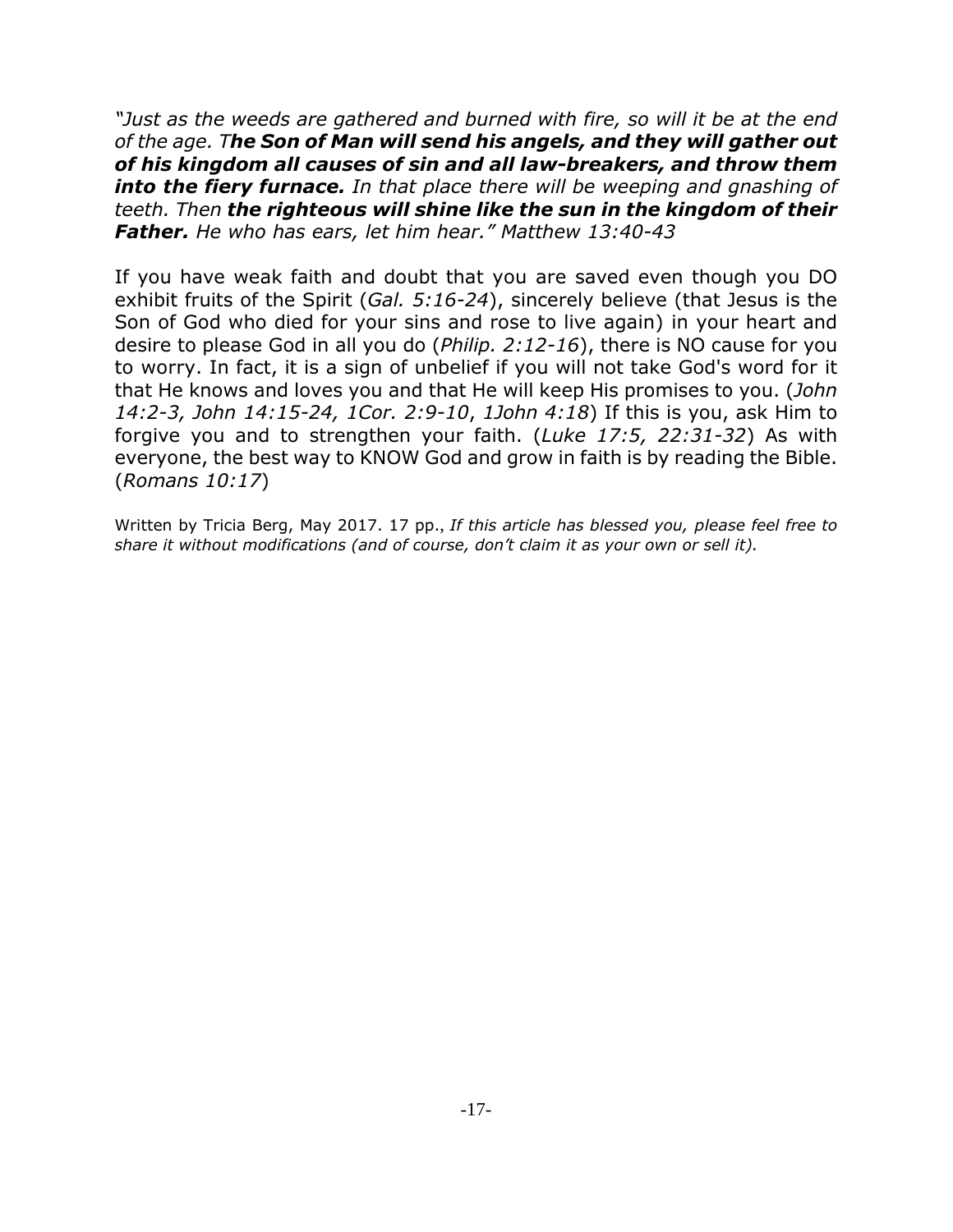*"Just as the weeds are gathered and burned with fire, so will it be at the end of the age. T**he Son of Man will send his angels, and they will gather out of his kingdom all causes of sin and all law-breakers, and throw them into the fiery furnace.** In that place there will be weeping and gnashing of teeth. Then **the righteous will shine like the sun in the kingdom of their Father.** He who has ears, let him hear." Matthew 13:40-43*

If you have weak faith and doubt that you are saved even though you DO exhibit fruits of the Spirit (*Gal. 5:16-24*), sincerely believe (that Jesus is the Son of God who died for your sins and rose to live again) in your heart and desire to please God in all you do (*Philip. 2:12-16*), there is NO cause for you to worry. In fact, it is a sign of unbelief if you will not take God's word for it that He knows and loves you and that He will keep His promises to you. (*John 14:2-3, John 14:15-24, 1Cor. 2:9-10*, *1John 4:18*) If this is you, ask Him to forgive you and to strengthen your faith. (*Luke 17:5, 22:31-32*) As with everyone, the best way to KNOW God and grow in faith is by reading the Bible. (*Romans 10:17*)

Written by Tricia Berg, May 2017. 17 pp., *If this article has blessed you, please feel free to share it without modifications (and of course, don't claim it as your own or sell it).*